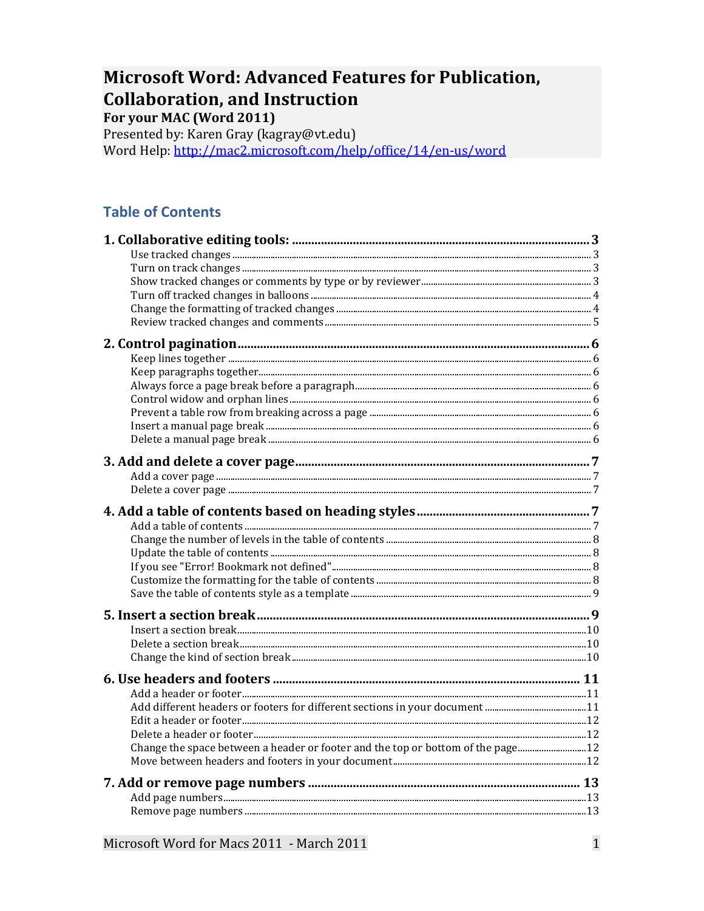# Microsoft Word: Advanced Features for Publication, Collaboration, and Instruction

**For your MAC (Word 2011)**

Presented by: Karen Gray (kagray@vt.edu)

Word Help: http://mac2.microsoft.com/help/office/14/en-us/word

## Table of Contents

**1. Collaborative editing tools:** ........ 3
- Use tracked changes ........ 3
- Turn on track changes ........ 3
- Show tracked changes or comments by type or by reviewer ........ 3
- Turn off tracked changes in balloons ........ 4
- Change the formatting of tracked changes ........ 4
- Review tracked changes and comments ........ 5

**2. Control pagination** ........ 6
- Keep lines together ........ 6
- Keep paragraphs together ........ 6
- Always force a page break before a paragraph ........ 6
- Control widow and orphan lines ........ 6
- Prevent a table row from breaking across a page ........ 6
- Insert a manual page break ........ 6
- Delete a manual page break ........ 6

**3. Add and delete a cover page** ........ 7
- Add a cover page ........ 7
- Delete a cover page ........ 7

**4. Add a table of contents based on heading styles** ........ 7
- Add a table of contents ........ 7
- Change the number of levels in the table of contents ........ 8
- Update the table of contents ........ 8
- If you see "Error! Bookmark not defined" ........ 8
- Customize the formatting for the table of contents ........ 8
- Save the table of contents style as a template ........ 9

**5. Insert a section break** ........ 9
- Insert a section break ........ 10
- Delete a section break ........ 10
- Change the kind of section break ........ 10

**6. Use headers and footers** ........ 11
- Add a header or footer ........ 11
- Add different headers or footers for different sections in your document ........ 11
- Edit a header or footer ........ 12
- Delete a header or footer ........ 12
- Change the space between a header or footer and the top or bottom of the page ........ 12
- Move between headers and footers in your document ........ 12

**7. Add or remove page numbers** ........ 13
- Add page numbers ........ 13
- Remove page numbers ........ 13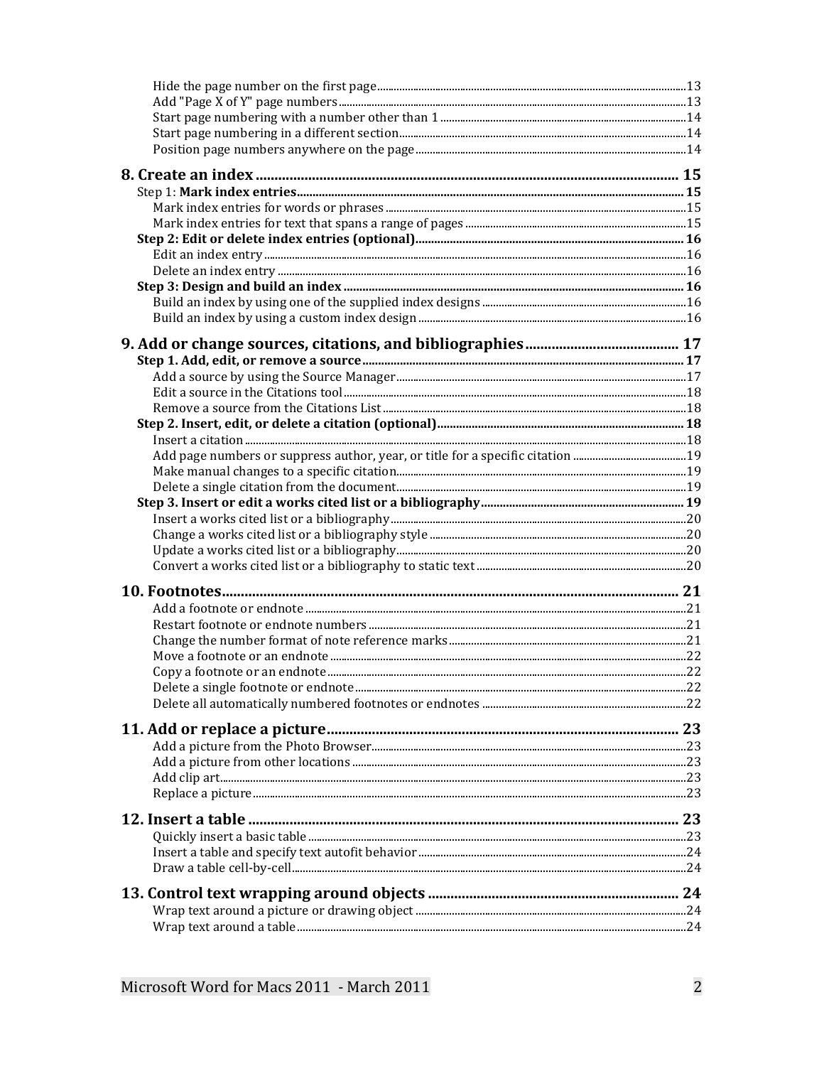- Hide the page number on the first page ... 13
- Add "Page X of Y" page numbers ... 13
- Start page numbering with a number other than 1 ... 14
- Start page numbering in a different section ... 14
- Position page numbers anywhere on the page ... 14

**8. Create an index ... 15**

- Step 1: **Mark index entries ... 15**
  - Mark index entries for words or phrases ... 15
  - Mark index entries for text that spans a range of pages ... 15
- **Step 2: Edit or delete index entries (optional) ... 16**
  - Edit an index entry ... 16
  - Delete an index entry ... 16
- **Step 3: Design and build an index ... 16**
  - Build an index by using one of the supplied index designs ... 16
  - Build an index by using a custom index design ... 16

**9. Add or change sources, citations, and bibliographies ... 17**

- **Step 1. Add, edit, or remove a source ... 17**
  - Add a source by using the Source Manager ... 17
  - Edit a source in the Citations tool ... 18
  - Remove a source from the Citations List ... 18
- **Step 2. Insert, edit, or delete a citation (optional) ... 18**
  - Insert a citation ... 18
  - Add page numbers or suppress author, year, or title for a specific citation ... 19
  - Make manual changes to a specific citation ... 19
  - Delete a single citation from the document ... 19
- **Step 3. Insert or edit a works cited list or a bibliography ... 19**
  - Insert a works cited list or a bibliography ... 20
  - Change a works cited list or a bibliography style ... 20
  - Update a works cited list or a bibliography ... 20
  - Convert a works cited list or a bibliography to static text ... 20

**10. Footnotes ... 21**

- Add a footnote or endnote ... 21
- Restart footnote or endnote numbers ... 21
- Change the number format of note reference marks ... 21
- Move a footnote or an endnote ... 22
- Copy a footnote or an endnote ... 22
- Delete a single footnote or endnote ... 22
- Delete all automatically numbered footnotes or endnotes ... 22

**11. Add or replace a picture ... 23**

- Add a picture from the Photo Browser ... 23
- Add a picture from other locations ... 23
- Add clip art ... 23
- Replace a picture ... 23

**12. Insert a table ... 23**

- Quickly insert a basic table ... 23
- Insert a table and specify text autofit behavior ... 24
- Draw a table cell-by-cell ... 24

**13. Control text wrapping around objects ... 24**

- Wrap text around a picture or drawing object ... 24
- Wrap text around a table ... 24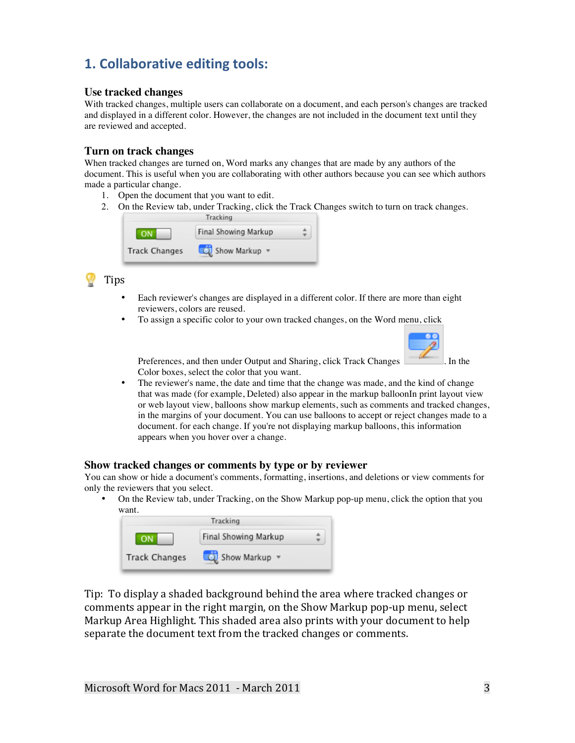## 1. Collaborative editing tools:

### Use tracked changes

With tracked changes, multiple users can collaborate on a document, and each person's changes are tracked and displayed in a different color. However, the changes are not included in the document text until they are reviewed and accepted.

### Turn on track changes

When tracked changes are turned on, Word marks any changes that are made by any authors of the document. This is useful when you are collaborating with other authors because you can see which authors made a particular change.

1. Open the document that you want to edit.
2. On the Review tab, under Tracking, click the Track Changes switch to turn on track changes.

Tips

- Each reviewer's changes are displayed in a different color. If there are more than eight reviewers, colors are reused.
- To assign a specific color to your own tracked changes, on the Word menu, click Preferences, and then under Output and Sharing, click Track Changes. In the Color boxes, select the color that you want.
- The reviewer's name, the date and time that the change was made, and the kind of change that was made (for example, Deleted) also appear in the markup balloonIn print layout view or web layout view, balloons show markup elements, such as comments and tracked changes, in the margins of your document. You can use balloons to accept or reject changes made to a document. for each change. If you're not displaying markup balloons, this information appears when you hover over a change.

### Show tracked changes or comments by type or by reviewer

You can show or hide a document's comments, formatting, insertions, and deletions or view comments for only the reviewers that you select.

- On the Review tab, under Tracking, on the Show Markup pop-up menu, click the option that you want.

Tip: To display a shaded background behind the area where tracked changes or comments appear in the right margin, on the Show Markup pop-up menu, select Markup Area Highlight. This shaded area also prints with your document to help separate the document text from the tracked changes or comments.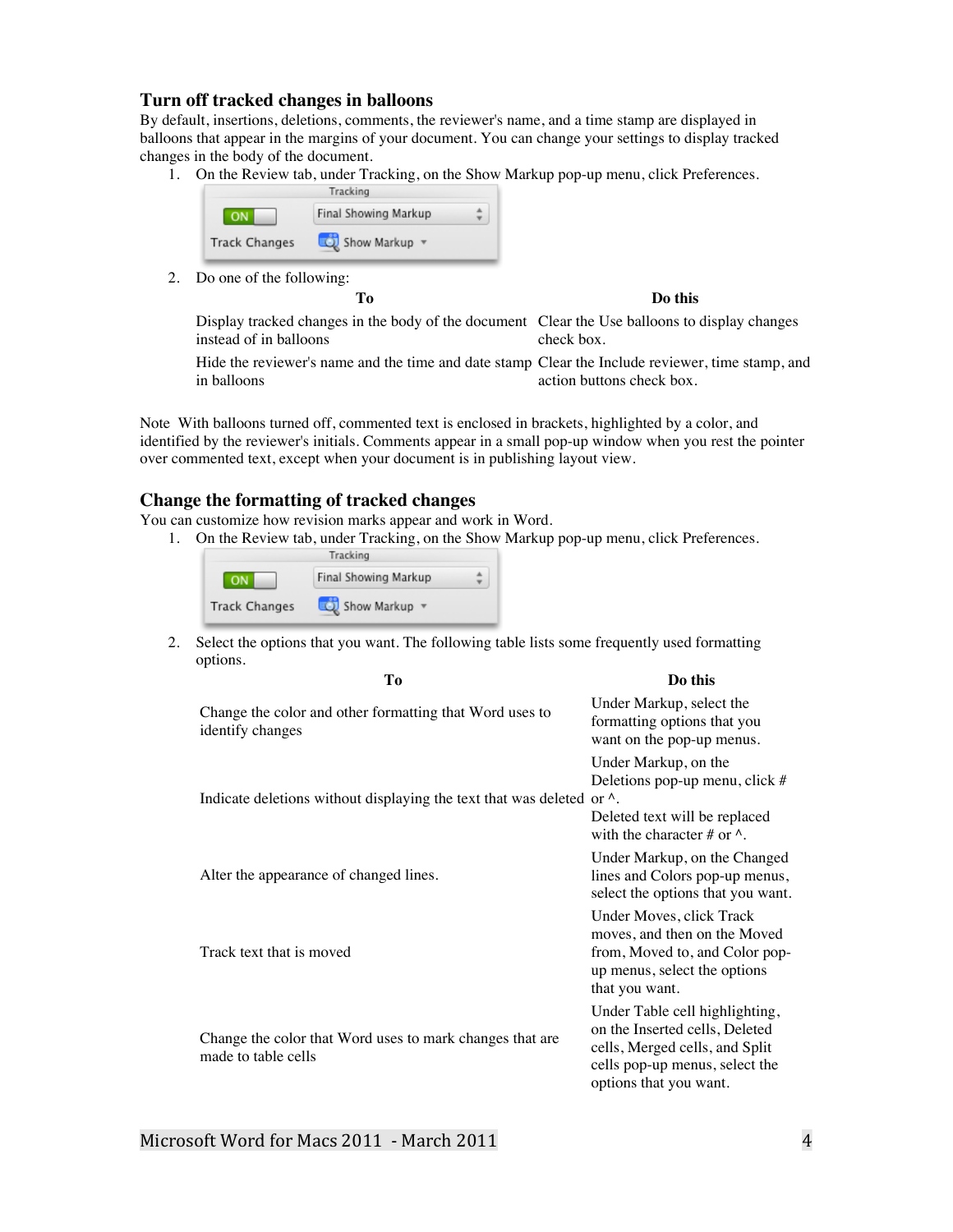## Turn off tracked changes in balloons

By default, insertions, deletions, comments, the reviewer's name, and a time stamp are displayed in balloons that appear in the margins of your document. You can change your settings to display tracked changes in the body of the document.

1. On the Review tab, under Tracking, on the Show Markup pop-up menu, click Preferences.
2. Do one of the following:

| To | Do this |
|---|---|
| Display tracked changes in the body of the document instead of in balloons | Clear the Use balloons to display changes check box. |
| Hide the reviewer's name and the time and date stamp in balloons | Clear the Include reviewer, time stamp, and action buttons check box. |

Note With balloons turned off, commented text is enclosed in brackets, highlighted by a color, and identified by the reviewer's initials. Comments appear in a small pop-up window when you rest the pointer over commented text, except when your document is in publishing layout view.

## Change the formatting of tracked changes

You can customize how revision marks appear and work in Word.

1. On the Review tab, under Tracking, on the Show Markup pop-up menu, click Preferences.
2. Select the options that you want. The following table lists some frequently used formatting options.

| To | Do this |
|---|---|
| Change the color and other formatting that Word uses to identify changes | Under Markup, select the formatting options that you want on the pop-up menus. |
| Indicate deletions without displaying the text that was deleted | Under Markup, on the Deletions pop-up menu, click # or ^. Deleted text will be replaced with the character # or ^. |
| Alter the appearance of changed lines. | Under Markup, on the Changed lines and Colors pop-up menus, select the options that you want. |
| Track text that is moved | Under Moves, click Track moves, and then on the Moved from, Moved to, and Color pop-up menus, select the options that you want. |
| Change the color that Word uses to mark changes that are made to table cells | Under Table cell highlighting, on the Inserted cells, Deleted cells, Merged cells, and Split cells pop-up menus, select the options that you want. |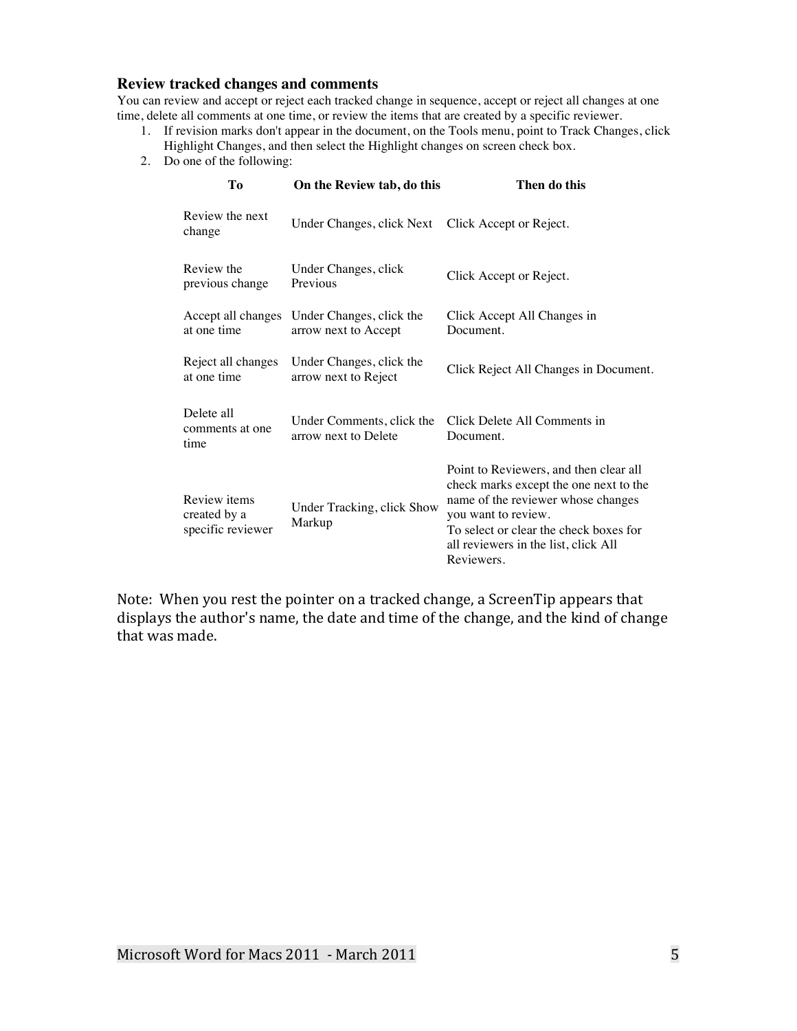### Review tracked changes and comments

You can review and accept or reject each tracked change in sequence, accept or reject all changes at one time, delete all comments at one time, or review the items that are created by a specific reviewer.

1. If revision marks don't appear in the document, on the Tools menu, point to Track Changes, click Highlight Changes, and then select the Highlight changes on screen check box.
2. Do one of the following:

| To | On the Review tab, do this | Then do this |
|---|---|---|
| Review the next change | Under Changes, click Next | Click Accept or Reject. |
| Review the previous change | Under Changes, click Previous | Click Accept or Reject. |
| Accept all changes at one time | Under Changes, click the arrow next to Accept | Click Accept All Changes in Document. |
| Reject all changes at one time | Under Changes, click the arrow next to Reject | Click Reject All Changes in Document. |
| Delete all comments at one time | Under Comments, click the arrow next to Delete | Click Delete All Comments in Document. |
| Review items created by a specific reviewer | Under Tracking, click Show Markup | Point to Reviewers, and then clear all check marks except the one next to the name of the reviewer whose changes you want to review. To select or clear the check boxes for all reviewers in the list, click All Reviewers. |

Note: When you rest the pointer on a tracked change, a ScreenTip appears that displays the author's name, the date and time of the change, and the kind of change that was made.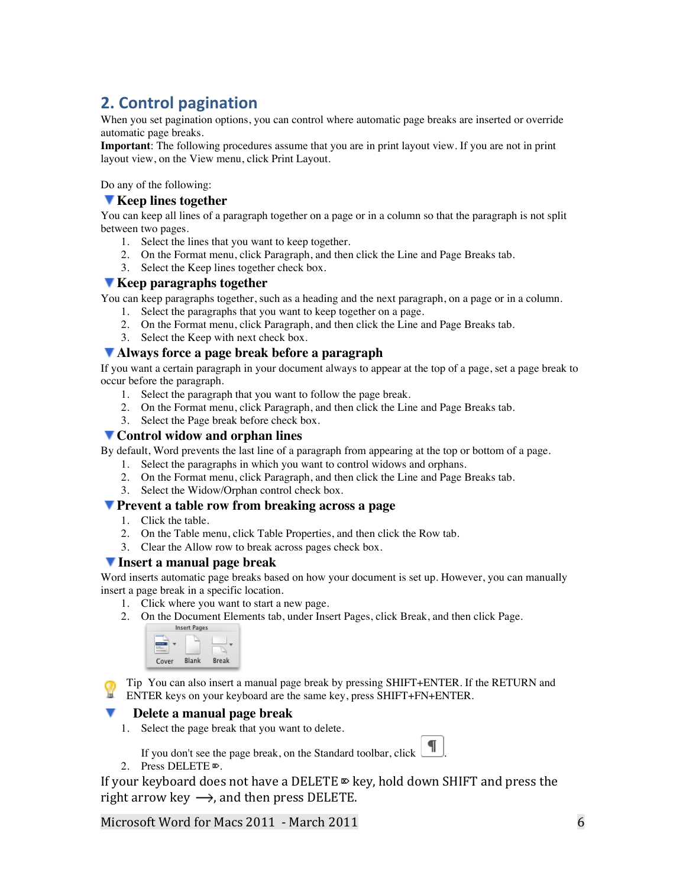## 2. Control pagination

When you set pagination options, you can control where automatic page breaks are inserted or override automatic page breaks.

**Important**: The following procedures assume that you are in print layout view. If you are not in print layout view, on the View menu, click Print Layout.

Do any of the following:

### Keep lines together

You can keep all lines of a paragraph together on a page or in a column so that the paragraph is not split between two pages.

1. Select the lines that you want to keep together.
2. On the Format menu, click Paragraph, and then click the Line and Page Breaks tab.
3. Select the Keep lines together check box.

### Keep paragraphs together

You can keep paragraphs together, such as a heading and the next paragraph, on a page or in a column.

1. Select the paragraphs that you want to keep together on a page.
2. On the Format menu, click Paragraph, and then click the Line and Page Breaks tab.
3. Select the Keep with next check box.

### Always force a page break before a paragraph

If you want a certain paragraph in your document always to appear at the top of a page, set a page break to occur before the paragraph.

1. Select the paragraph that you want to follow the page break.
2. On the Format menu, click Paragraph, and then click the Line and Page Breaks tab.
3. Select the Page break before check box.

### Control widow and orphan lines

By default, Word prevents the last line of a paragraph from appearing at the top or bottom of a page.

1. Select the paragraphs in which you want to control widows and orphans.
2. On the Format menu, click Paragraph, and then click the Line and Page Breaks tab.
3. Select the Widow/Orphan control check box.

### Prevent a table row from breaking across a page

1. Click the table.
2. On the Table menu, click Table Properties, and then click the Row tab.
3. Clear the Allow row to break across pages check box.

### Insert a manual page break

Word inserts automatic page breaks based on how your document is set up. However, you can manually insert a page break in a specific location.

1. Click where you want to start a new page.
2. On the Document Elements tab, under Insert Pages, click Break, and then click Page.

Insert Pages: Cover | Blank | Break

Tip You can also insert a manual page break by pressing SHIFT+ENTER. If the RETURN and ENTER keys on your keyboard are the same key, press SHIFT+FN+ENTER.

### Delete a manual page break

1. Select the page break that you want to delete.

   If you don't see the page break, on the Standard toolbar, click ¶.
2. Press DELETE ⌦.

If your keyboard does not have a DELETE ⌦ key, hold down SHIFT and press the right arrow key ⟶, and then press DELETE.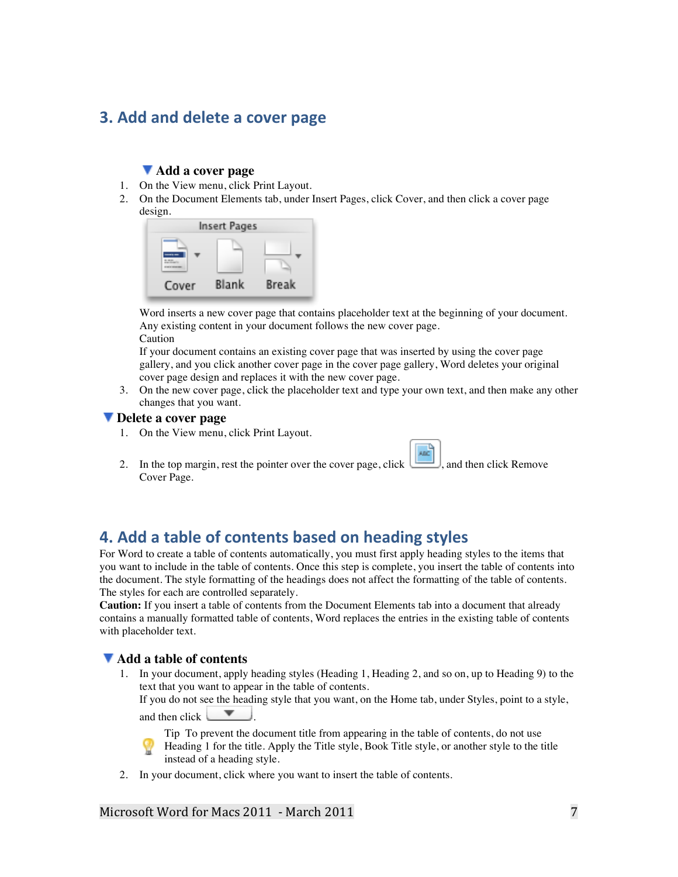## 3. Add and delete a cover page

### Add a cover page

1. On the View menu, click Print Layout.
2. On the Document Elements tab, under Insert Pages, click Cover, and then click a cover page design.

   Word inserts a new cover page that contains placeholder text at the beginning of your document. Any existing content in your document follows the new cover page.
   Caution
   If your document contains an existing cover page that was inserted by using the cover page gallery, and you click another cover page in the cover page gallery, Word deletes your original cover page design and replaces it with the new cover page.
3. On the new cover page, click the placeholder text and type your own text, and then make any other changes that you want.

### Delete a cover page

1. On the View menu, click Print Layout.
2. In the top margin, rest the pointer over the cover page, click , and then click Remove Cover Page.

## 4. Add a table of contents based on heading styles

For Word to create a table of contents automatically, you must first apply heading styles to the items that you want to include in the table of contents. Once this step is complete, you insert the table of contents into the document. The style formatting of the headings does not affect the formatting of the table of contents. The styles for each are controlled separately.

**Caution:** If you insert a table of contents from the Document Elements tab into a document that already contains a manually formatted table of contents, Word replaces the entries in the existing table of contents with placeholder text.

### Add a table of contents

1. In your document, apply heading styles (Heading 1, Heading 2, and so on, up to Heading 9) to the text that you want to appear in the table of contents.
   If you do not see the heading style that you want, on the Home tab, under Styles, point to a style, and then click .

   Tip To prevent the document title from appearing in the table of contents, do not use Heading 1 for the title. Apply the Title style, Book Title style, or another style to the title instead of a heading style.
2. In your document, click where you want to insert the table of contents.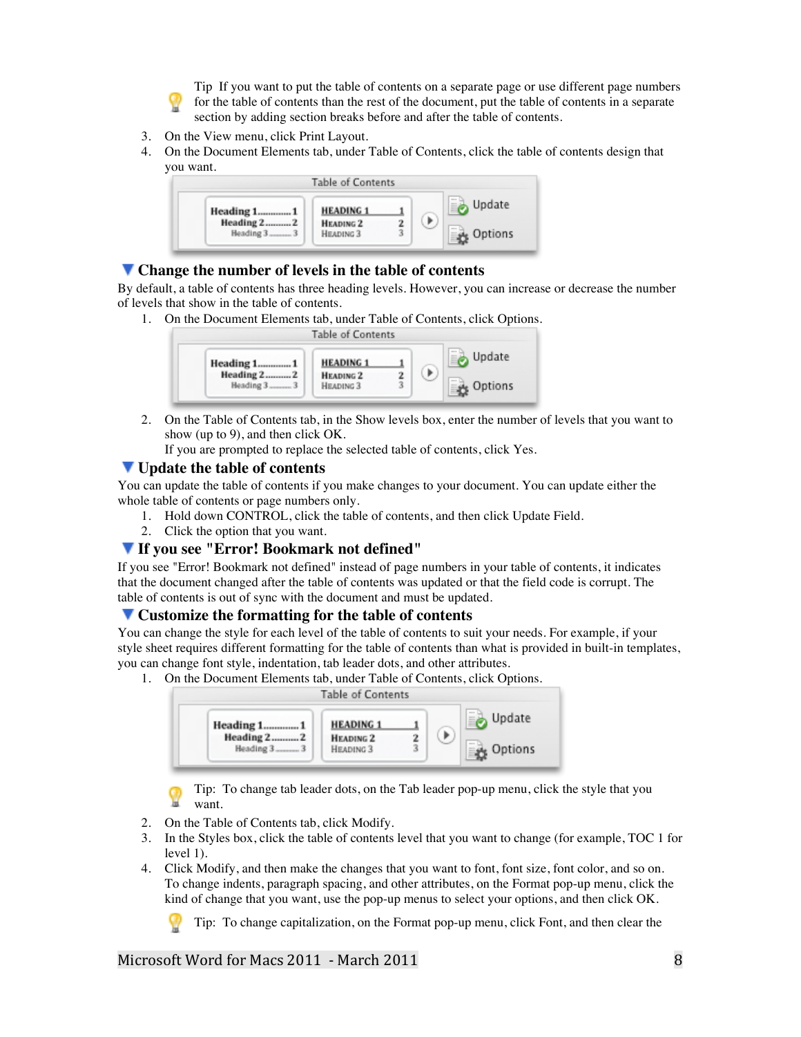Tip If you want to put the table of contents on a separate page or use different page numbers for the table of contents than the rest of the document, put the table of contents in a separate section by adding section breaks before and after the table of contents.

3. On the View menu, click Print Layout.
4. On the Document Elements tab, under Table of Contents, click the table of contents design that you want.

## Change the number of levels in the table of contents

By default, a table of contents has three heading levels. However, you can increase or decrease the number of levels that show in the table of contents.

1. On the Document Elements tab, under Table of Contents, click Options.
2. On the Table of Contents tab, in the Show levels box, enter the number of levels that you want to show (up to 9), and then click OK.
   If you are prompted to replace the selected table of contents, click Yes.

## Update the table of contents

You can update the table of contents if you make changes to your document. You can update either the whole table of contents or page numbers only.

1. Hold down CONTROL, click the table of contents, and then click Update Field.
2. Click the option that you want.

## If you see "Error! Bookmark not defined"

If you see "Error! Bookmark not defined" instead of page numbers in your table of contents, it indicates that the document changed after the table of contents was updated or that the field code is corrupt. The table of contents is out of sync with the document and must be updated.

## Customize the formatting for the table of contents

You can change the style for each level of the table of contents to suit your needs. For example, if your style sheet requires different formatting for the table of contents than what is provided in built-in templates, you can change font style, indentation, tab leader dots, and other attributes.

1. On the Document Elements tab, under Table of Contents, click Options.

   Tip: To change tab leader dots, on the Tab leader pop-up menu, click the style that you want.

2. On the Table of Contents tab, click Modify.
3. In the Styles box, click the table of contents level that you want to change (for example, TOC 1 for level 1).
4. Click Modify, and then make the changes that you want to font, font size, font color, and so on. To change indents, paragraph spacing, and other attributes, on the Format pop-up menu, click the kind of change that you want, use the pop-up menus to select your options, and then click OK.

   Tip: To change capitalization, on the Format pop-up menu, click Font, and then clear the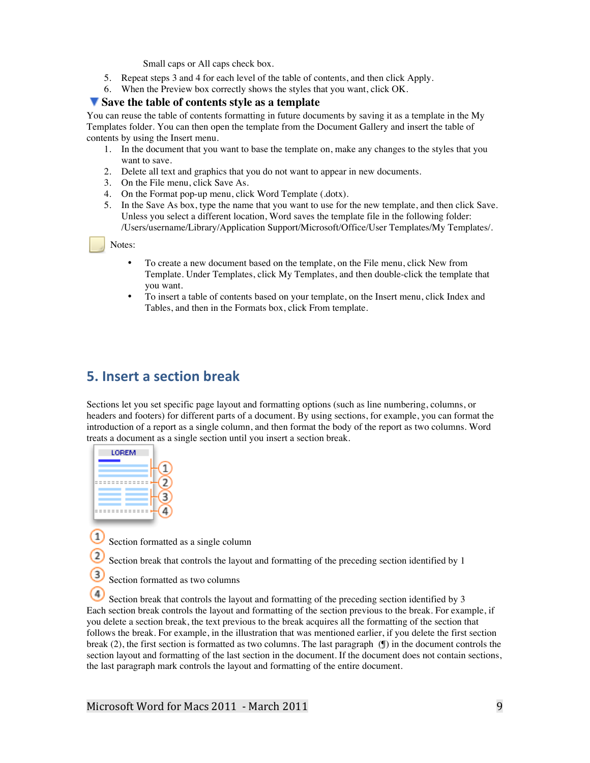Small caps or All caps check box.

5. Repeat steps 3 and 4 for each level of the table of contents, and then click Apply.
6. When the Preview box correctly shows the styles that you want, click OK.

### Save the table of contents style as a template

You can reuse the table of contents formatting in future documents by saving it as a template in the My Templates folder. You can then open the template from the Document Gallery and insert the table of contents by using the Insert menu.

1. In the document that you want to base the template on, make any changes to the styles that you want to save.
2. Delete all text and graphics that you do not want to appear in new documents.
3. On the File menu, click Save As.
4. On the Format pop-up menu, click Word Template (.dotx).
5. In the Save As box, type the name that you want to use for the new template, and then click Save. Unless you select a different location, Word saves the template file in the following folder: /Users/username/Library/Application Support/Microsoft/Office/User Templates/My Templates/.

Notes:

- To create a new document based on the template, on the File menu, click New from Template. Under Templates, click My Templates, and then double-click the template that you want.
- To insert a table of contents based on your template, on the Insert menu, click Index and Tables, and then in the Formats box, click From template.

## 5. Insert a section break

Sections let you set specific page layout and formatting options (such as line numbering, columns, or headers and footers) for different parts of a document. By using sections, for example, you can format the introduction of a report as a single column, and then format the body of the report as two columns. Word treats a document as a single section until you insert a section break.

1. Section formatted as a single column
2. Section break that controls the layout and formatting of the preceding section identified by 1
3. Section formatted as two columns
4. Section break that controls the layout and formatting of the preceding section identified by 3

Each section break controls the layout and formatting of the section previous to the break. For example, if you delete a section break, the text previous to the break acquires all the formatting of the section that follows the break. For example, in the illustration that was mentioned earlier, if you delete the first section break (2), the first section is formatted as two columns. The last paragraph (¶) in the document controls the section layout and formatting of the last section in the document. If the document does not contain sections, the last paragraph mark controls the layout and formatting of the entire document.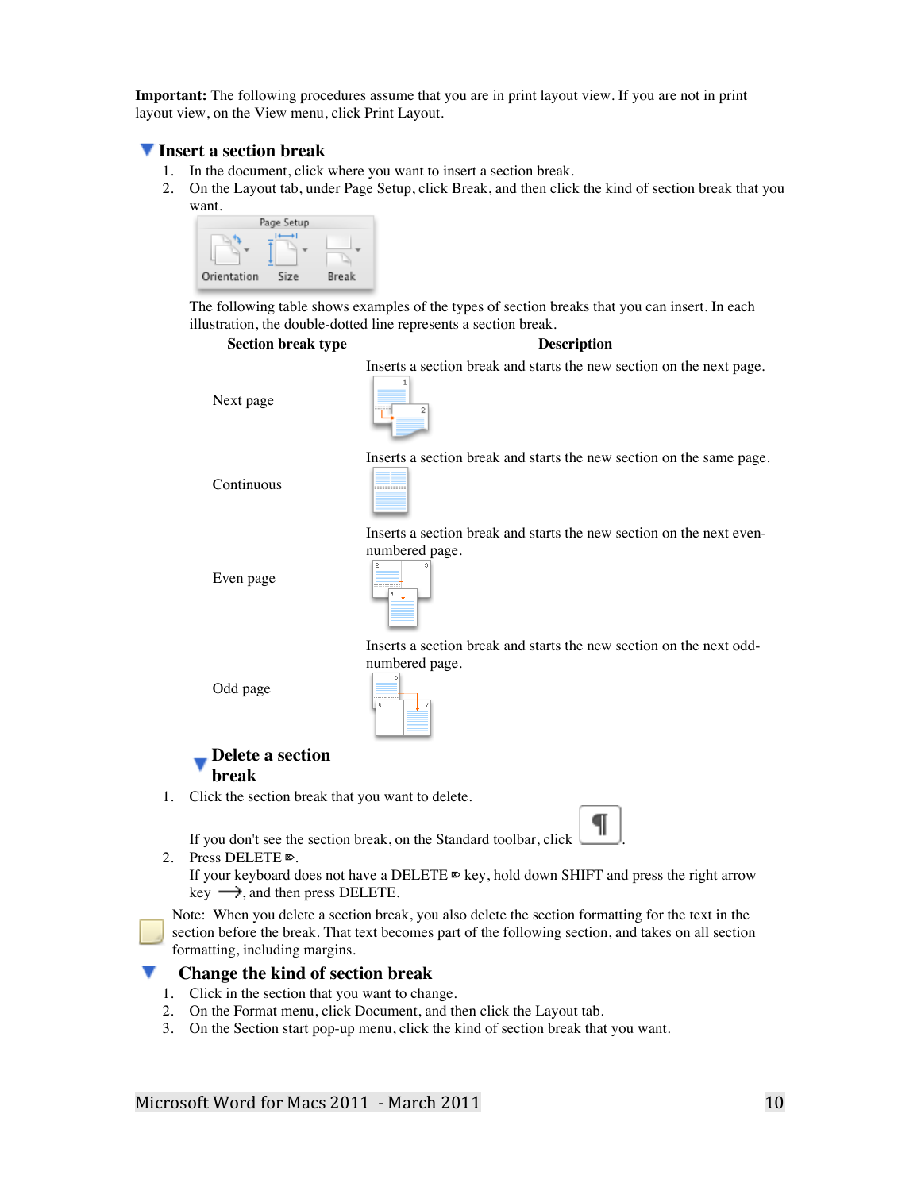**Important:** The following procedures assume that you are in print layout view. If you are not in print layout view, on the View menu, click Print Layout.

## Insert a section break

1. In the document, click where you want to insert a section break.
2. On the Layout tab, under Page Setup, click Break, and then click the kind of section break that you want.

The following table shows examples of the types of section breaks that you can insert. In each illustration, the double-dotted line represents a section break.

| Section break type | Description |
| --- | --- |
| Next page | Inserts a section break and starts the new section on the next page. |
| Continuous | Inserts a section break and starts the new section on the same page. |
| Even page | Inserts a section break and starts the new section on the next even-numbered page. |
| Odd page | Inserts a section break and starts the new section on the next odd-numbered page. |

## Delete a section break

1. Click the section break that you want to delete.

   If you don't see the section break, on the Standard toolbar, click ¶.
2. Press DELETE ⌦.

   If your keyboard does not have a DELETE ⌦ key, hold down SHIFT and press the right arrow key ⟶, and then press DELETE.

Note: When you delete a section break, you also delete the section formatting for the text in the section before the break. That text becomes part of the following section, and takes on all section formatting, including margins.

## Change the kind of section break

1. Click in the section that you want to change.
2. On the Format menu, click Document, and then click the Layout tab.
3. On the Section start pop-up menu, click the kind of section break that you want.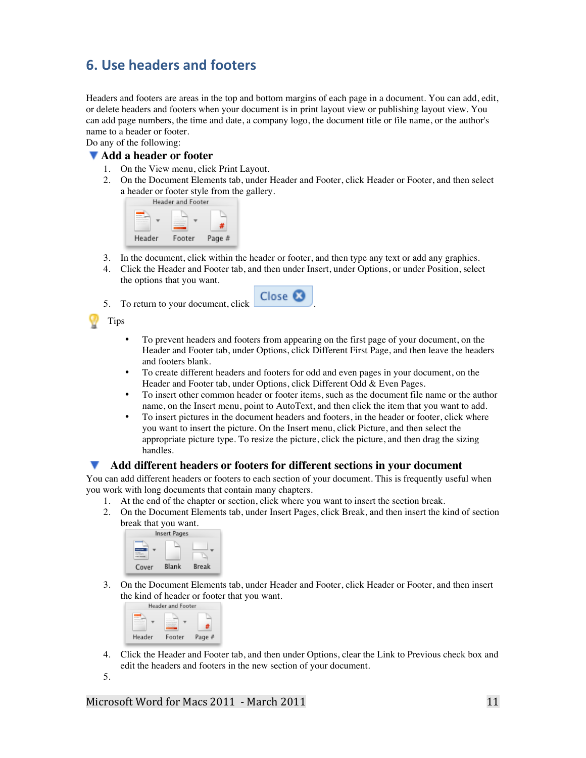## 6. Use headers and footers

Headers and footers are areas in the top and bottom margins of each page in a document. You can add, edit, or delete headers and footers when your document is in print layout view or publishing layout view. You can add page numbers, the time and date, a company logo, the document title or file name, or the author's name to a header or footer.

Do any of the following:

### Add a header or footer

1. On the View menu, click Print Layout.
2. On the Document Elements tab, under Header and Footer, click Header or Footer, and then select a header or footer style from the gallery.
3. In the document, click within the header or footer, and then type any text or add any graphics.
4. Click the Header and Footer tab, and then under Insert, under Options, or under Position, select the options that you want.
5. To return to your document, click Close.

Tips

- To prevent headers and footers from appearing on the first page of your document, on the Header and Footer tab, under Options, click Different First Page, and then leave the headers and footers blank.
- To create different headers and footers for odd and even pages in your document, on the Header and Footer tab, under Options, click Different Odd & Even Pages.
- To insert other common header or footer items, such as the document file name or the author name, on the Insert menu, point to AutoText, and then click the item that you want to add.
- To insert pictures in the document headers and footers, in the header or footer, click where you want to insert the picture. On the Insert menu, click Picture, and then select the appropriate picture type. To resize the picture, click the picture, and then drag the sizing handles.

### Add different headers or footers for different sections in your document

You can add different headers or footers to each section of your document. This is frequently useful when you work with long documents that contain many chapters.

1. At the end of the chapter or section, click where you want to insert the section break.
2. On the Document Elements tab, under Insert Pages, click Break, and then insert the kind of section break that you want.
3. On the Document Elements tab, under Header and Footer, click Header or Footer, and then insert the kind of header or footer that you want.
4. Click the Header and Footer tab, and then under Options, clear the Link to Previous check box and edit the headers and footers in the new section of your document.
5.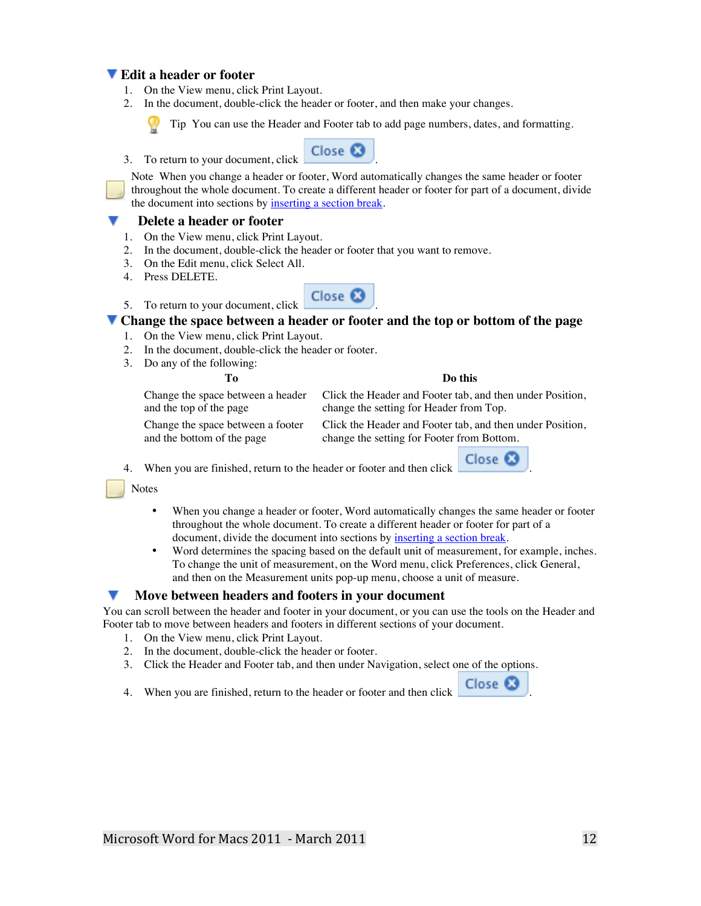## Edit a header or footer

1. On the View menu, click Print Layout.
2. In the document, double-click the header or footer, and then make your changes.

   Tip  You can use the Header and Footer tab to add page numbers, dates, and formatting.

3. To return to your document, click Close.

Note  When you change a header or footer, Word automatically changes the same header or footer throughout the whole document. To create a different header or footer for part of a document, divide the document into sections by inserting a section break.

## Delete a header or footer

1. On the View menu, click Print Layout.
2. In the document, double-click the header or footer that you want to remove.
3. On the Edit menu, click Select All.
4. Press DELETE.
5. To return to your document, click Close.

## Change the space between a header or footer and the top or bottom of the page

1. On the View menu, click Print Layout.
2. In the document, double-click the header or footer.
3. Do any of the following:

| To | Do this |
| --- | --- |
| Change the space between a header and the top of the page | Click the Header and Footer tab, and then under Position, change the setting for Header from Top. |
| Change the space between a footer and the bottom of the page | Click the Header and Footer tab, and then under Position, change the setting for Footer from Bottom. |

4. When you are finished, return to the header or footer and then click Close.

Notes

- When you change a header or footer, Word automatically changes the same header or footer throughout the whole document. To create a different header or footer for part of a document, divide the document into sections by inserting a section break.
- Word determines the spacing based on the default unit of measurement, for example, inches. To change the unit of measurement, on the Word menu, click Preferences, click General, and then on the Measurement units pop-up menu, choose a unit of measure.

## Move between headers and footers in your document

You can scroll between the header and footer in your document, or you can use the tools on the Header and Footer tab to move between headers and footers in different sections of your document.

1. On the View menu, click Print Layout.
2. In the document, double-click the header or footer.
3. Click the Header and Footer tab, and then under Navigation, select one of the options.
4. When you are finished, return to the header or footer and then click Close.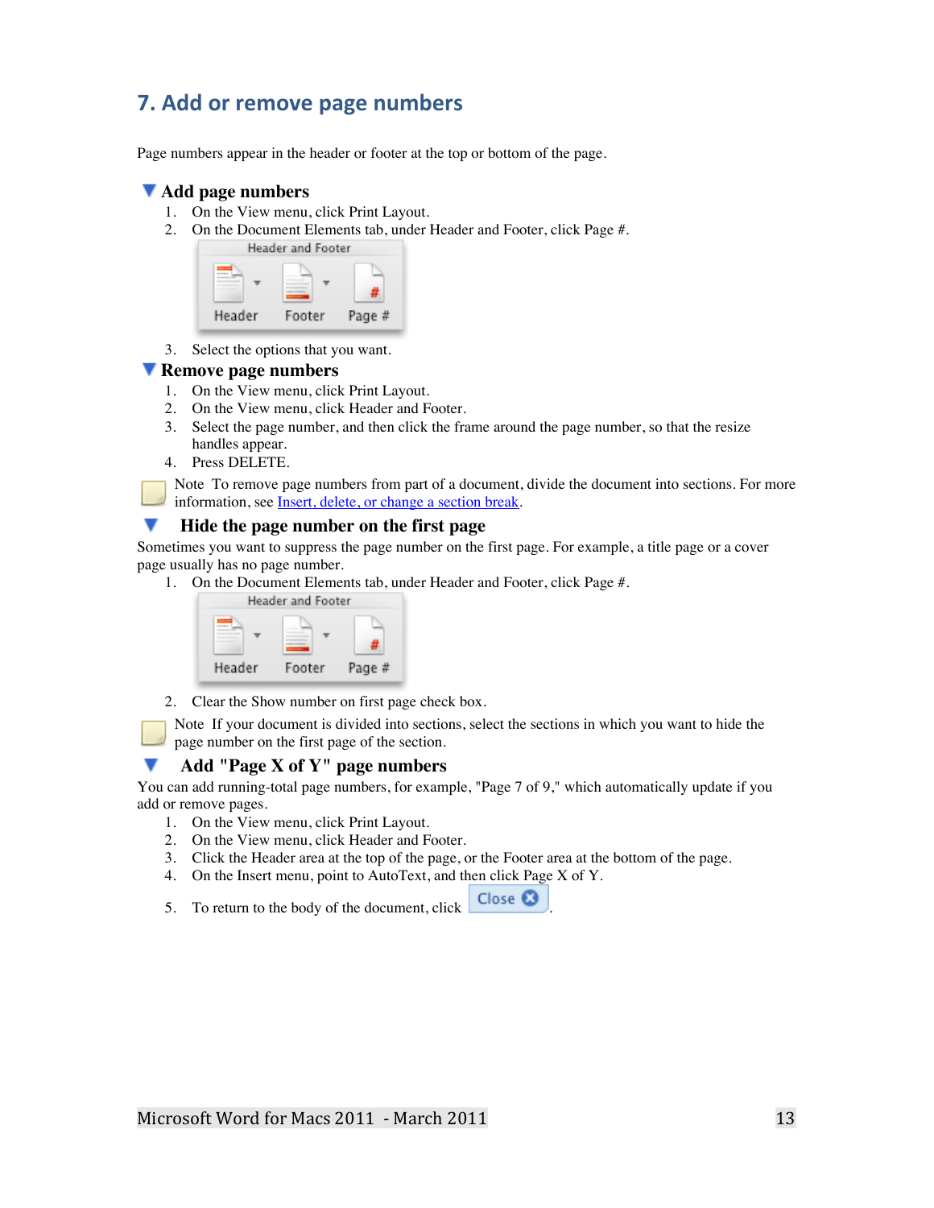## 7. Add or remove page numbers

Page numbers appear in the header or footer at the top or bottom of the page.

### Add page numbers

1. On the View menu, click Print Layout.
2. On the Document Elements tab, under Header and Footer, click Page #.
3. Select the options that you want.

### Remove page numbers

1. On the View menu, click Print Layout.
2. On the View menu, click Header and Footer.
3. Select the page number, and then click the frame around the page number, so that the resize handles appear.
4. Press DELETE.

Note To remove page numbers from part of a document, divide the document into sections. For more information, see [Insert, delete, or change a section break](#).

### Hide the page number on the first page

Sometimes you want to suppress the page number on the first page. For example, a title page or a cover page usually has no page number.

1. On the Document Elements tab, under Header and Footer, click Page #.
2. Clear the Show number on first page check box.

Note If your document is divided into sections, select the sections in which you want to hide the page number on the first page of the section.

### Add "Page X of Y" page numbers

You can add running-total page numbers, for example, "Page 7 of 9," which automatically update if you add or remove pages.

1. On the View menu, click Print Layout.
2. On the View menu, click Header and Footer.
3. Click the Header area at the top of the page, or the Footer area at the bottom of the page.
4. On the Insert menu, point to AutoText, and then click Page X of Y.
5. To return to the body of the document, click Close.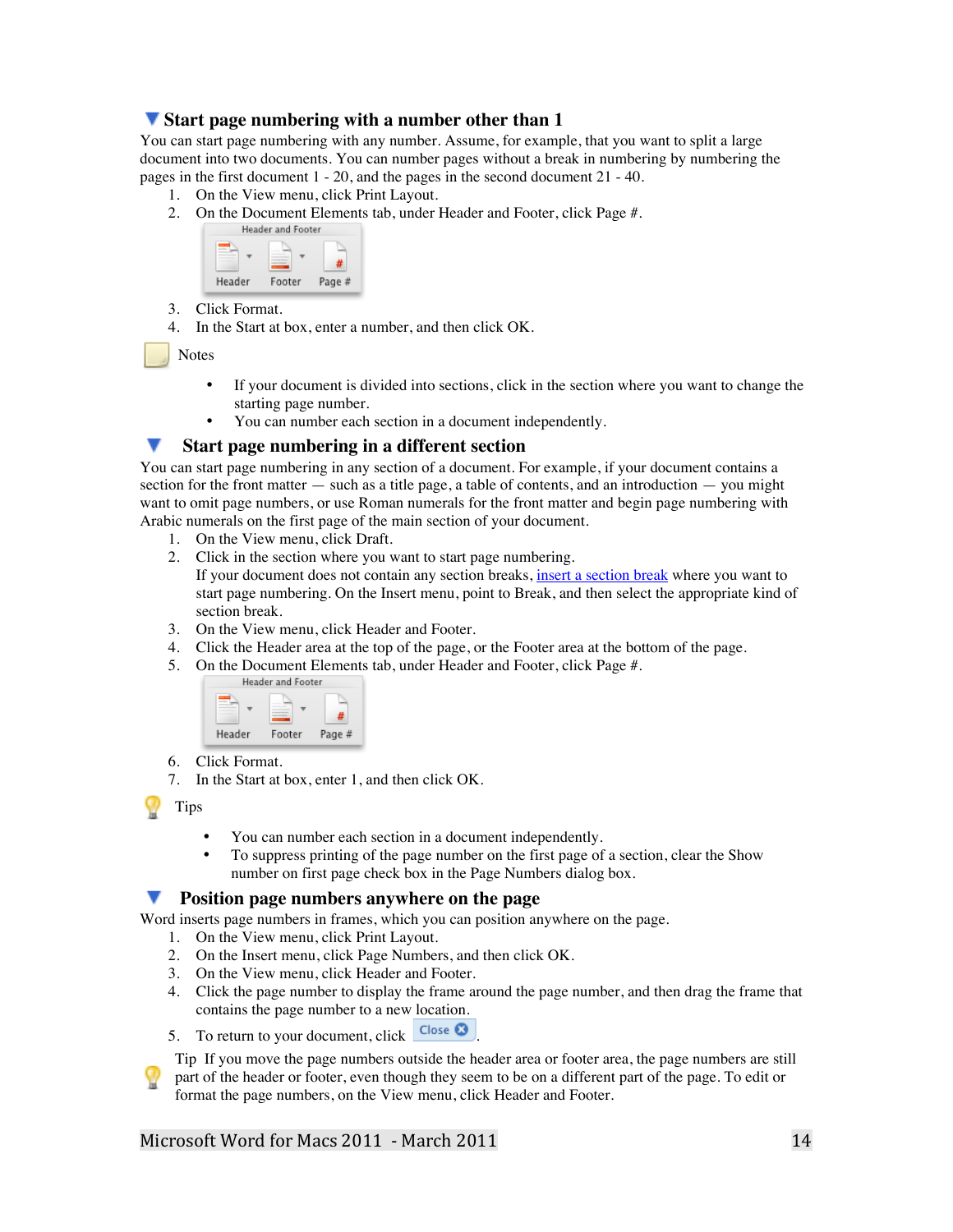## Start page numbering with a number other than 1

You can start page numbering with any number. Assume, for example, that you want to split a large document into two documents. You can number pages without a break in numbering by numbering the pages in the first document 1 - 20, and the pages in the second document 21 - 40.

1. On the View menu, click Print Layout.
2. On the Document Elements tab, under Header and Footer, click Page #.
3. Click Format.
4. In the Start at box, enter a number, and then click OK.

Notes

- If your document is divided into sections, click in the section where you want to change the starting page number.
- You can number each section in a document independently.

## Start page numbering in a different section

You can start page numbering in any section of a document. For example, if your document contains a section for the front matter — such as a title page, a table of contents, and an introduction — you might want to omit page numbers, or use Roman numerals for the front matter and begin page numbering with Arabic numerals on the first page of the main section of your document.

1. On the View menu, click Draft.
2. Click in the section where you want to start page numbering. If your document does not contain any section breaks, insert a section break where you want to start page numbering. On the Insert menu, point to Break, and then select the appropriate kind of section break.
3. On the View menu, click Header and Footer.
4. Click the Header area at the top of the page, or the Footer area at the bottom of the page.
5. On the Document Elements tab, under Header and Footer, click Page #.
6. Click Format.
7. In the Start at box, enter 1, and then click OK.

Tips

- You can number each section in a document independently.
- To suppress printing of the page number on the first page of a section, clear the Show number on first page check box in the Page Numbers dialog box.

## Position page numbers anywhere on the page

Word inserts page numbers in frames, which you can position anywhere on the page.

1. On the View menu, click Print Layout.
2. On the Insert menu, click Page Numbers, and then click OK.
3. On the View menu, click Header and Footer.
4. Click the page number to display the frame around the page number, and then drag the frame that contains the page number to a new location.
5. To return to your document, click Close.

Tip If you move the page numbers outside the header area or footer area, the page numbers are still part of the header or footer, even though they seem to be on a different part of the page. To edit or format the page numbers, on the View menu, click Header and Footer.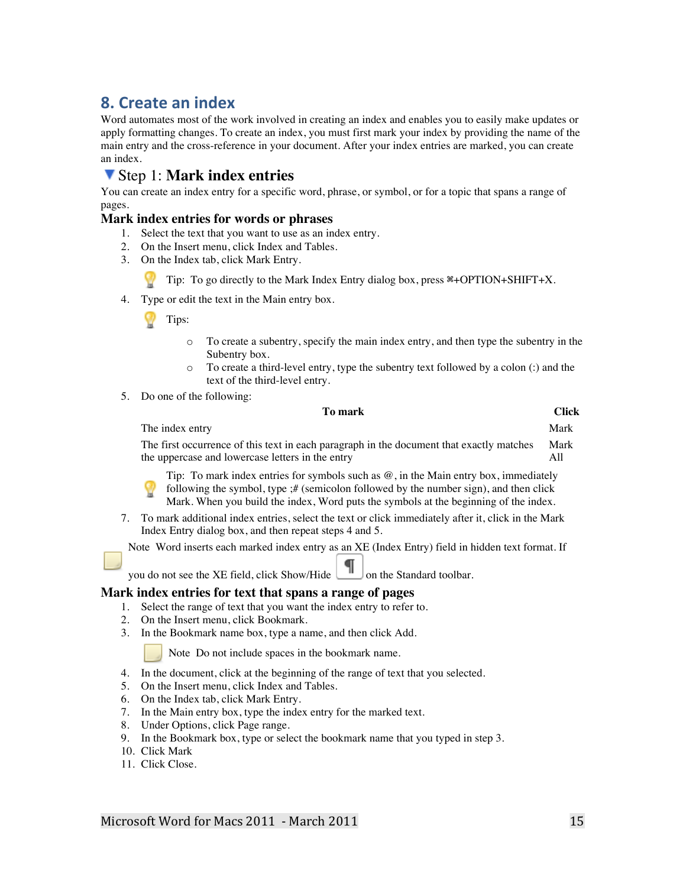## 8. Create an index

Word automates most of the work involved in creating an index and enables you to easily make updates or apply formatting changes. To create an index, you must first mark your index by providing the name of the main entry and the cross-reference in your document. After your index entries are marked, you can create an index.

### Step 1: **Mark index entries**

You can create an index entry for a specific word, phrase, or symbol, or for a topic that spans a range of pages.

#### Mark index entries for words or phrases

1. Select the text that you want to use as an index entry.
2. On the Insert menu, click Index and Tables.
3. On the Index tab, click Mark Entry.

   Tip: To go directly to the Mark Index Entry dialog box, press ⌘+OPTION+SHIFT+X.

4. Type or edit the text in the Main entry box.

   Tips:

   - To create a subentry, specify the main index entry, and then type the subentry in the Subentry box.
   - To create a third-level entry, type the subentry text followed by a colon (:) and the text of the third-level entry.

5. Do one of the following:

| To mark | Click |
|---|---|
| The index entry | Mark |
| The first occurrence of this text in each paragraph in the document that exactly matches the uppercase and lowercase letters in the entry | Mark All |

   Tip: To mark index entries for symbols such as @, in the Main entry box, immediately following the symbol, type ;# (semicolon followed by the number sign), and then click Mark. When you build the index, Word puts the symbols at the beginning of the index.

7. To mark additional index entries, select the text or click immediately after it, click in the Mark Index Entry dialog box, and then repeat steps 4 and 5.

Note Word inserts each marked index entry as an XE (Index Entry) field in hidden text format. If you do not see the XE field, click Show/Hide ¶ on the Standard toolbar.

#### Mark index entries for text that spans a range of pages

1. Select the range of text that you want the index entry to refer to.
2. On the Insert menu, click Bookmark.
3. In the Bookmark name box, type a name, and then click Add.

   Note Do not include spaces in the bookmark name.

4. In the document, click at the beginning of the range of text that you selected.
5. On the Insert menu, click Index and Tables.
6. On the Index tab, click Mark Entry.
7. In the Main entry box, type the index entry for the marked text.
8. Under Options, click Page range.
9. In the Bookmark box, type or select the bookmark name that you typed in step 3.
10. Click Mark
11. Click Close.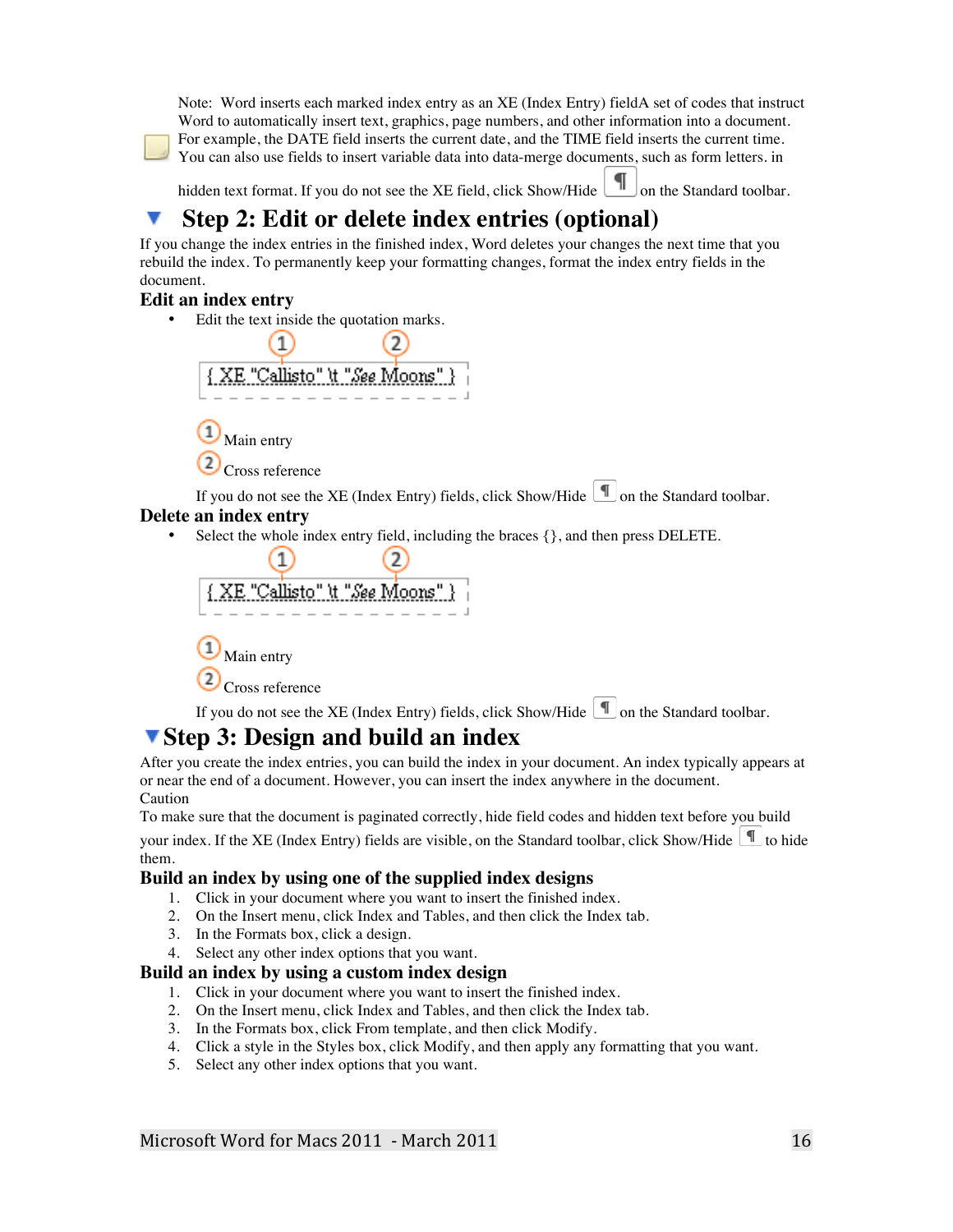Note: Word inserts each marked index entry as an XE (Index Entry) fieldA set of codes that instruct Word to automatically insert text, graphics, page numbers, and other information into a document. For example, the DATE field inserts the current date, and the TIME field inserts the current time. You can also use fields to insert variable data into data-merge documents, such as form letters. in

hidden text format. If you do not see the XE field, click Show/Hide ¶ on the Standard toolbar.

## Step 2: Edit or delete index entries (optional)

If you change the index entries in the finished index, Word deletes your changes the next time that you rebuild the index. To permanently keep your formatting changes, format the index entry fields in the document.

### Edit an index entry

- Edit the text inside the quotation marks.

{ XE "Callisto" \t "See Moons" }

1. Main entry
2. Cross reference

If you do not see the XE (Index Entry) fields, click Show/Hide ¶ on the Standard toolbar.

### Delete an index entry

- Select the whole index entry field, including the braces {}, and then press DELETE.

{ XE "Callisto" \t "See Moons" }

1. Main entry
2. Cross reference

If you do not see the XE (Index Entry) fields, click Show/Hide ¶ on the Standard toolbar.

## Step 3: Design and build an index

After you create the index entries, you can build the index in your document. An index typically appears at or near the end of a document. However, you can insert the index anywhere in the document.

Caution

To make sure that the document is paginated correctly, hide field codes and hidden text before you build your index. If the XE (Index Entry) fields are visible, on the Standard toolbar, click Show/Hide ¶ to hide them.

### Build an index by using one of the supplied index designs

1. Click in your document where you want to insert the finished index.
2. On the Insert menu, click Index and Tables, and then click the Index tab.
3. In the Formats box, click a design.
4. Select any other index options that you want.

### Build an index by using a custom index design

1. Click in your document where you want to insert the finished index.
2. On the Insert menu, click Index and Tables, and then click the Index tab.
3. In the Formats box, click From template, and then click Modify.
4. Click a style in the Styles box, click Modify, and then apply any formatting that you want.
5. Select any other index options that you want.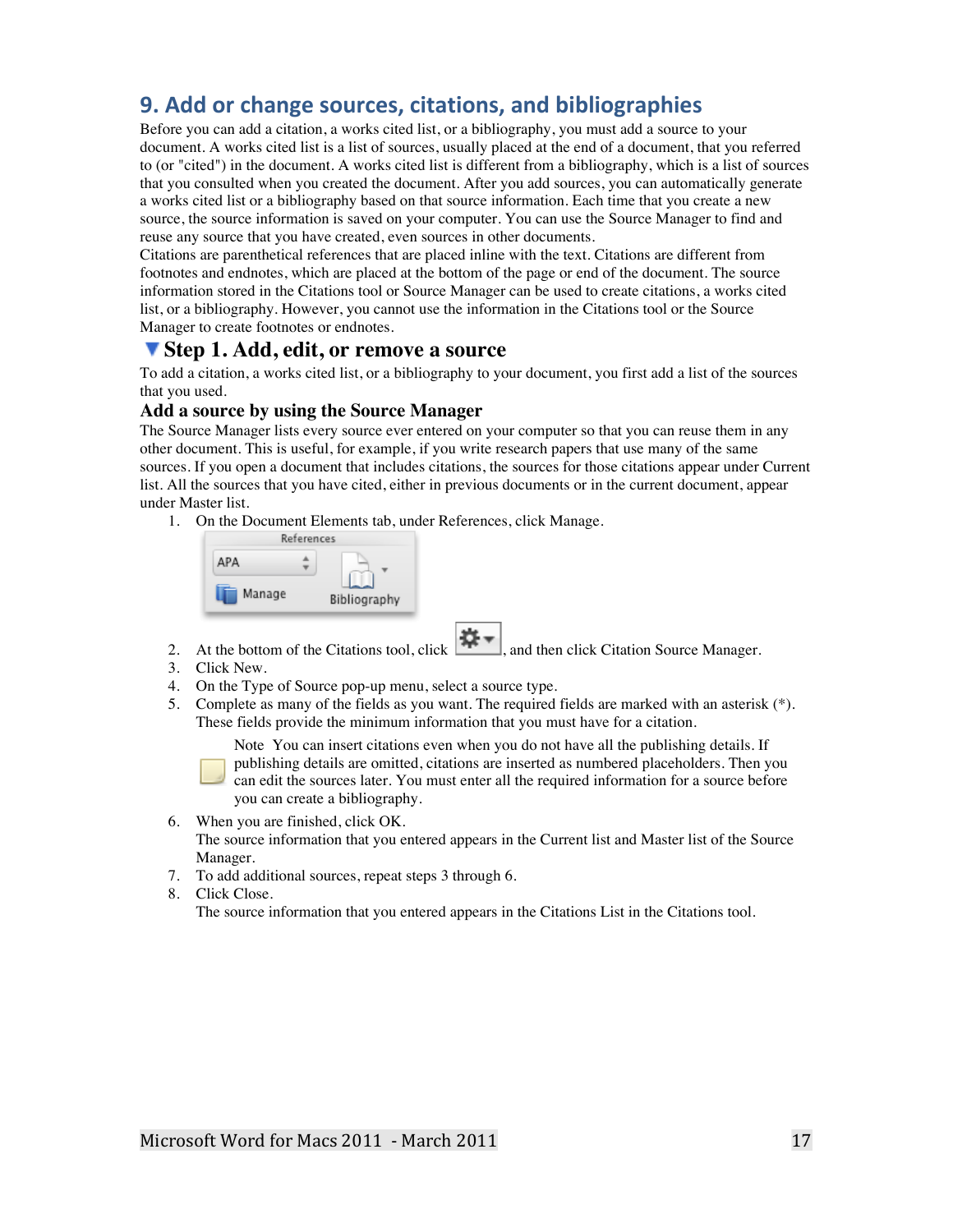## 9. Add or change sources, citations, and bibliographies

Before you can add a citation, a works cited list, or a bibliography, you must add a source to your document. A works cited list is a list of sources, usually placed at the end of a document, that you referred to (or "cited") in the document. A works cited list is different from a bibliography, which is a list of sources that you consulted when you created the document. After you add sources, you can automatically generate a works cited list or a bibliography based on that source information. Each time that you create a new source, the source information is saved on your computer. You can use the Source Manager to find and reuse any source that you have created, even sources in other documents.

Citations are parenthetical references that are placed inline with the text. Citations are different from footnotes and endnotes, which are placed at the bottom of the page or end of the document. The source information stored in the Citations tool or Source Manager can be used to create citations, a works cited list, or a bibliography. However, you cannot use the information in the Citations tool or the Source Manager to create footnotes or endnotes.

### Step 1. Add, edit, or remove a source

To add a citation, a works cited list, or a bibliography to your document, you first add a list of the sources that you used.

#### Add a source by using the Source Manager

The Source Manager lists every source ever entered on your computer so that you can reuse them in any other document. This is useful, for example, if you write research papers that use many of the same sources. If you open a document that includes citations, the sources for those citations appear under Current list. All the sources that you have cited, either in previous documents or in the current document, appear under Master list.

1. On the Document Elements tab, under References, click Manage.
2. At the bottom of the Citations tool, click , and then click Citation Source Manager.
3. Click New.
4. On the Type of Source pop-up menu, select a source type.
5. Complete as many of the fields as you want. The required fields are marked with an asterisk (*). These fields provide the minimum information that you must have for a citation.

   Note You can insert citations even when you do not have all the publishing details. If publishing details are omitted, citations are inserted as numbered placeholders. Then you can edit the sources later. You must enter all the required information for a source before you can create a bibliography.

6. When you are finished, click OK.
   The source information that you entered appears in the Current list and Master list of the Source Manager.
7. To add additional sources, repeat steps 3 through 6.
8. Click Close.
   The source information that you entered appears in the Citations List in the Citations tool.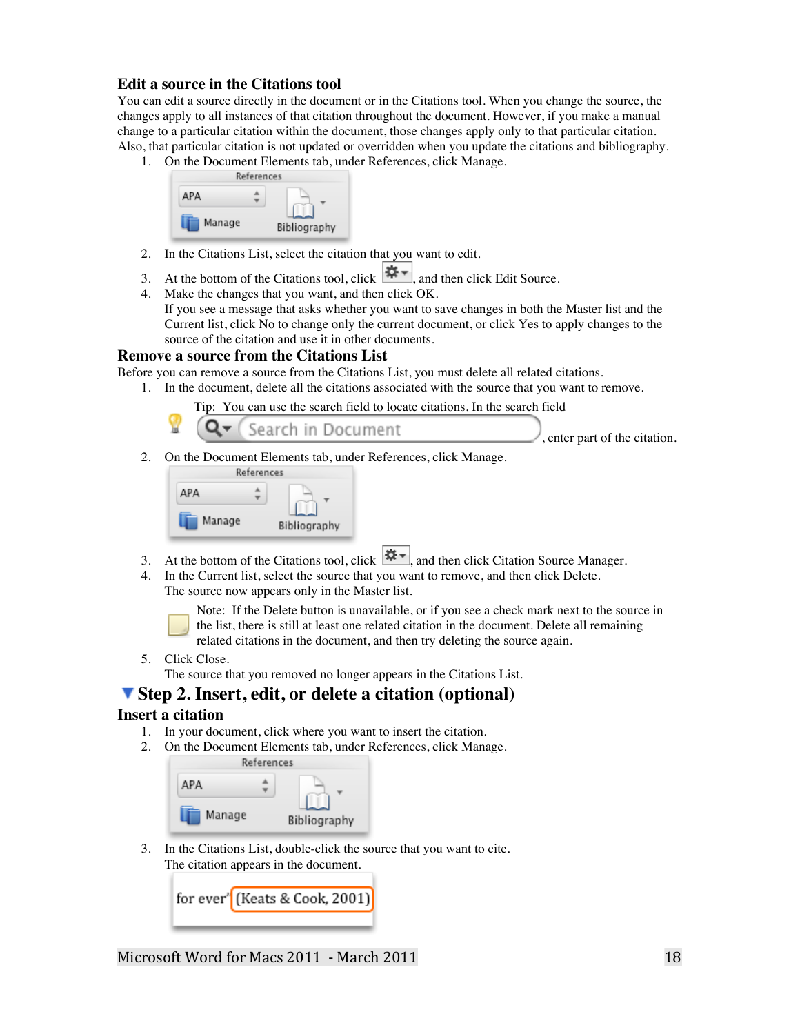### Edit a source in the Citations tool

You can edit a source directly in the document or in the Citations tool. When you change the source, the changes apply to all instances of that citation throughout the document. However, if you make a manual change to a particular citation within the document, those changes apply only to that particular citation. Also, that particular citation is not updated or overridden when you update the citations and bibliography.

1. On the Document Elements tab, under References, click Manage.
2. In the Citations List, select the citation that you want to edit.
3. At the bottom of the Citations tool, click , and then click Edit Source.
4. Make the changes that you want, and then click OK.
   If you see a message that asks whether you want to save changes in both the Master list and the Current list, click No to change only the current document, or click Yes to apply changes to the source of the citation and use it in other documents.

### Remove a source from the Citations List

Before you can remove a source from the Citations List, you must delete all related citations.

1. In the document, delete all the citations associated with the source that you want to remove.

   Tip: You can use the search field to locate citations. In the search field , enter part of the citation.

2. On the Document Elements tab, under References, click Manage.
3. At the bottom of the Citations tool, click , and then click Citation Source Manager.
4. In the Current list, select the source that you want to remove, and then click Delete.
   The source now appears only in the Master list.

   Note: If the Delete button is unavailable, or if you see a check mark next to the source in the list, there is still at least one related citation in the document. Delete all remaining related citations in the document, and then try deleting the source again.

5. Click Close.
   The source that you removed no longer appears in the Citations List.

## Step 2. Insert, edit, or delete a citation (optional)

### Insert a citation

1. In your document, click where you want to insert the citation.
2. On the Document Elements tab, under References, click Manage.
3. In the Citations List, double-click the source that you want to cite.
   The citation appears in the document.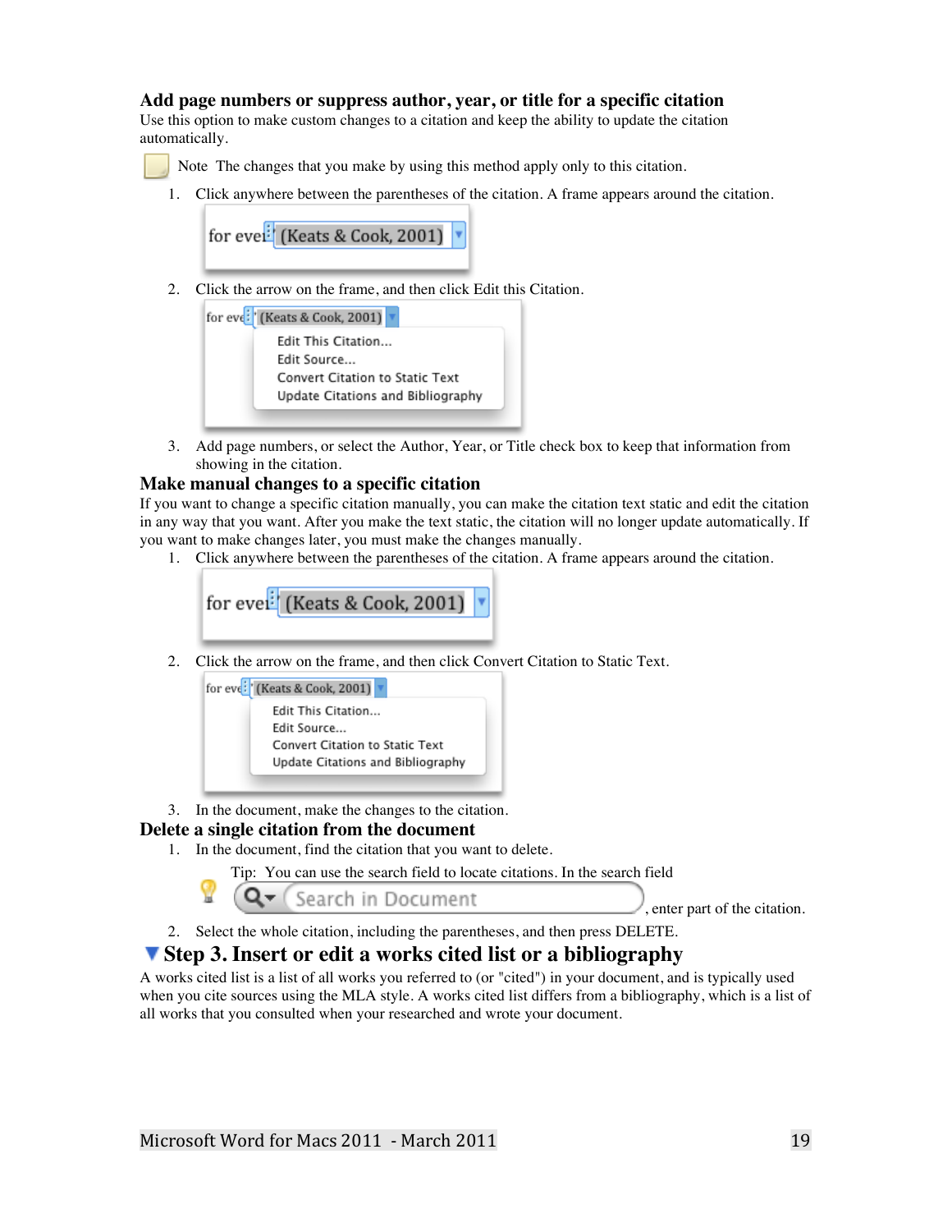### Add page numbers or suppress author, year, or title for a specific citation

Use this option to make custom changes to a citation and keep the ability to update the citation automatically.

Note The changes that you make by using this method apply only to this citation.

1. Click anywhere between the parentheses of the citation. A frame appears around the citation.
2. Click the arrow on the frame, and then click Edit this Citation.
3. Add page numbers, or select the Author, Year, or Title check box to keep that information from showing in the citation.

### Make manual changes to a specific citation

If you want to change a specific citation manually, you can make the citation text static and edit the citation in any way that you want. After you make the text static, the citation will no longer update automatically. If you want to make changes later, you must make the changes manually.

1. Click anywhere between the parentheses of the citation. A frame appears around the citation.
2. Click the arrow on the frame, and then click Convert Citation to Static Text.
3. In the document, make the changes to the citation.

### Delete a single citation from the document

1. In the document, find the citation that you want to delete.

   Tip: You can use the search field to locate citations. In the search field Search in Document, enter part of the citation.

2. Select the whole citation, including the parentheses, and then press DELETE.

## Step 3. Insert or edit a works cited list or a bibliography

A works cited list is a list of all works you referred to (or "cited") in your document, and is typically used when you cite sources using the MLA style. A works cited list differs from a bibliography, which is a list of all works that you consulted when your researched and wrote your document.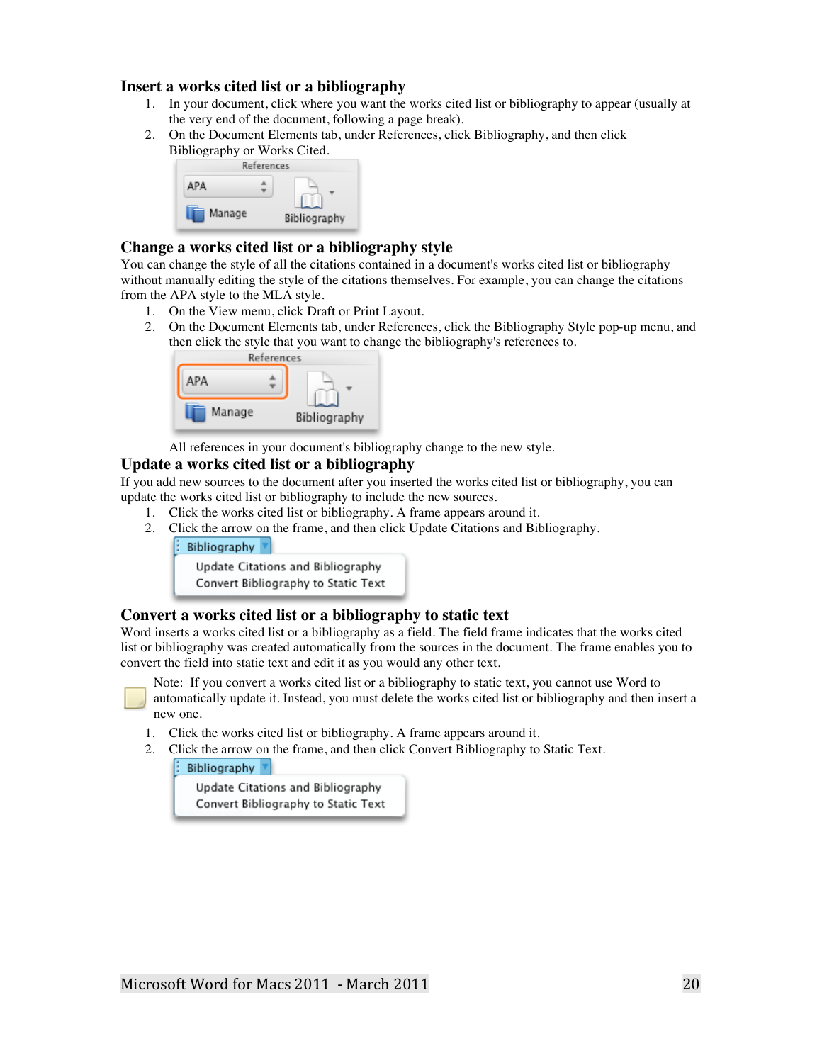## Insert a works cited list or a bibliography

1. In your document, click where you want the works cited list or bibliography to appear (usually at the very end of the document, following a page break).
2. On the Document Elements tab, under References, click Bibliography, and then click Bibliography or Works Cited.

## Change a works cited list or a bibliography style

You can change the style of all the citations contained in a document's works cited list or bibliography without manually editing the style of the citations themselves. For example, you can change the citations from the APA style to the MLA style.

1. On the View menu, click Draft or Print Layout.
2. On the Document Elements tab, under References, click the Bibliography Style pop-up menu, and then click the style that you want to change the bibliography's references to.

All references in your document's bibliography change to the new style.

## Update a works cited list or a bibliography

If you add new sources to the document after you inserted the works cited list or bibliography, you can update the works cited list or bibliography to include the new sources.

1. Click the works cited list or bibliography. A frame appears around it.
2. Click the arrow on the frame, and then click Update Citations and Bibliography.

## Convert a works cited list or a bibliography to static text

Word inserts a works cited list or a bibliography as a field. The field frame indicates that the works cited list or bibliography was created automatically from the sources in the document. The frame enables you to convert the field into static text and edit it as you would any other text.

Note: If you convert a works cited list or a bibliography to static text, you cannot use Word to automatically update it. Instead, you must delete the works cited list or bibliography and then insert a new one.

1. Click the works cited list or bibliography. A frame appears around it.
2. Click the arrow on the frame, and then click Convert Bibliography to Static Text.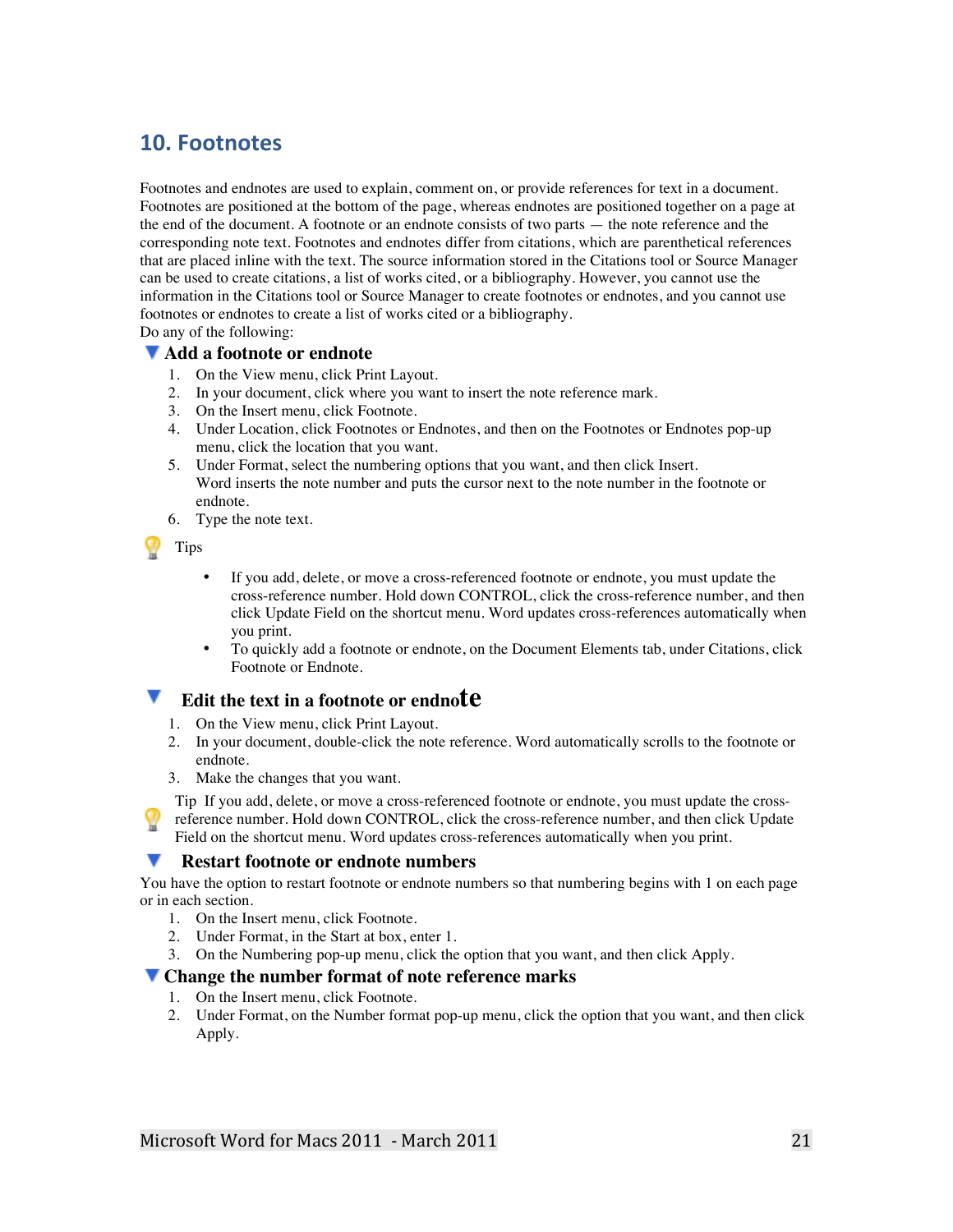## 10. Footnotes

Footnotes and endnotes are used to explain, comment on, or provide references for text in a document. Footnotes are positioned at the bottom of the page, whereas endnotes are positioned together on a page at the end of the document. A footnote or an endnote consists of two parts — the note reference and the corresponding note text. Footnotes and endnotes differ from citations, which are parenthetical references that are placed inline with the text. The source information stored in the Citations tool or Source Manager can be used to create citations, a list of works cited, or a bibliography. However, you cannot use the information in the Citations tool or Source Manager to create footnotes or endnotes, and you cannot use footnotes or endnotes to create a list of works cited or a bibliography.

Do any of the following:

### Add a footnote or endnote

1. On the View menu, click Print Layout.
2. In your document, click where you want to insert the note reference mark.
3. On the Insert menu, click Footnote.
4. Under Location, click Footnotes or Endnotes, and then on the Footnotes or Endnotes pop-up menu, click the location that you want.
5. Under Format, select the numbering options that you want, and then click Insert. Word inserts the note number and puts the cursor next to the note number in the footnote or endnote.
6. Type the note text.

Tips

- If you add, delete, or move a cross-referenced footnote or endnote, you must update the cross-reference number. Hold down CONTROL, click the cross-reference number, and then click Update Field on the shortcut menu. Word updates cross-references automatically when you print.
- To quickly add a footnote or endnote, on the Document Elements tab, under Citations, click Footnote or Endnote.

### Edit the text in a footnote or endnote

1. On the View menu, click Print Layout.
2. In your document, double-click the note reference. Word automatically scrolls to the footnote or endnote.
3. Make the changes that you want.

Tip If you add, delete, or move a cross-referenced footnote or endnote, you must update the cross-reference number. Hold down CONTROL, click the cross-reference number, and then click Update Field on the shortcut menu. Word updates cross-references automatically when you print.

### Restart footnote or endnote numbers

You have the option to restart footnote or endnote numbers so that numbering begins with 1 on each page or in each section.

1. On the Insert menu, click Footnote.
2. Under Format, in the Start at box, enter 1.
3. On the Numbering pop-up menu, click the option that you want, and then click Apply.

### Change the number format of note reference marks

1. On the Insert menu, click Footnote.
2. Under Format, on the Number format pop-up menu, click the option that you want, and then click Apply.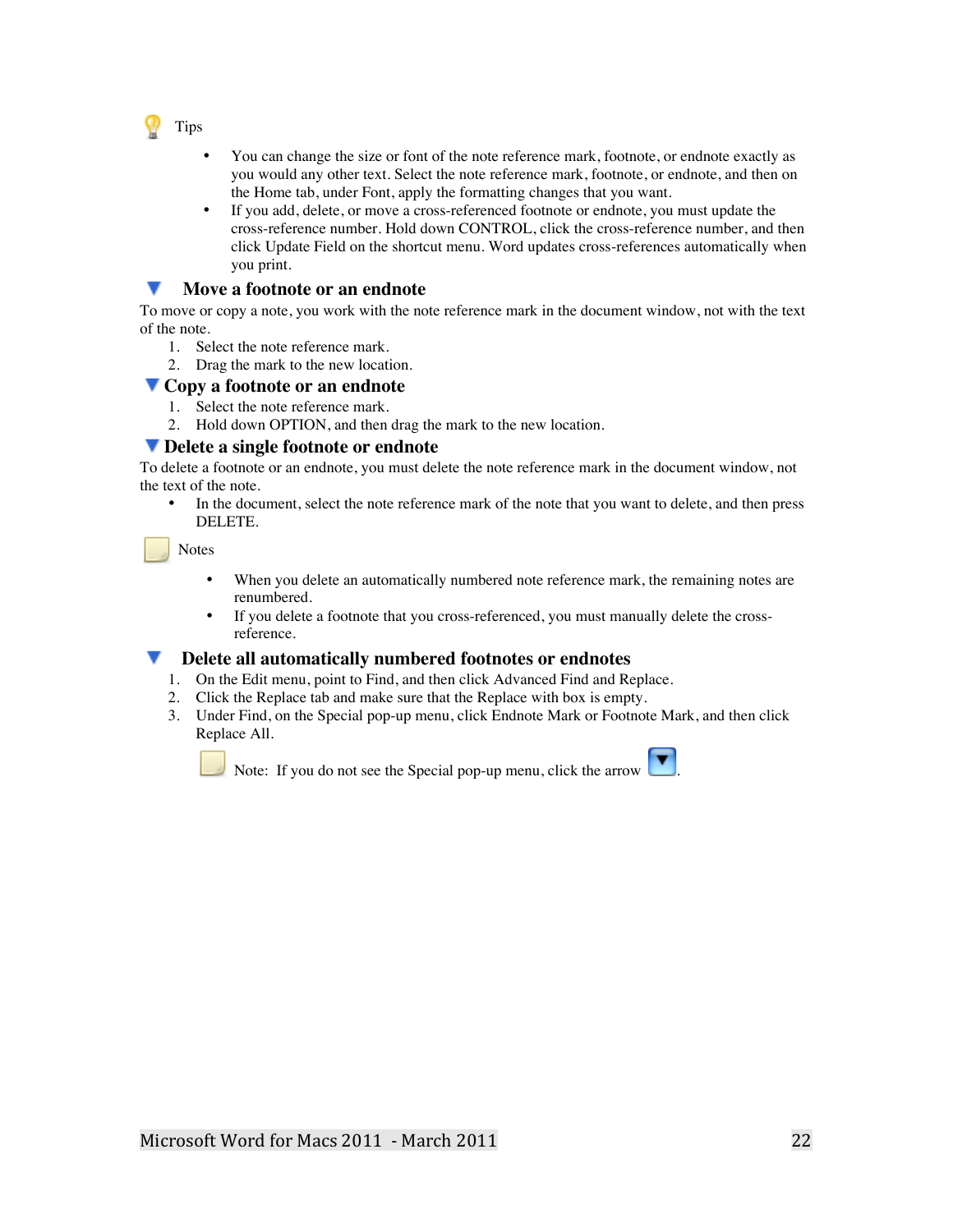Tips

- You can change the size or font of the note reference mark, footnote, or endnote exactly as you would any other text. Select the note reference mark, footnote, or endnote, and then on the Home tab, under Font, apply the formatting changes that you want.
- If you add, delete, or move a cross-referenced footnote or endnote, you must update the cross-reference number. Hold down CONTROL, click the cross-reference number, and then click Update Field on the shortcut menu. Word updates cross-references automatically when you print.

## Move a footnote or an endnote

To move or copy a note, you work with the note reference mark in the document window, not with the text of the note.

1. Select the note reference mark.
2. Drag the mark to the new location.

## Copy a footnote or an endnote

1. Select the note reference mark.
2. Hold down OPTION, and then drag the mark to the new location.

## Delete a single footnote or endnote

To delete a footnote or an endnote, you must delete the note reference mark in the document window, not the text of the note.

- In the document, select the note reference mark of the note that you want to delete, and then press DELETE.

Notes

- When you delete an automatically numbered note reference mark, the remaining notes are renumbered.
- If you delete a footnote that you cross-referenced, you must manually delete the cross-reference.

## Delete all automatically numbered footnotes or endnotes

1. On the Edit menu, point to Find, and then click Advanced Find and Replace.
2. Click the Replace tab and make sure that the Replace with box is empty.
3. Under Find, on the Special pop-up menu, click Endnote Mark or Footnote Mark, and then click Replace All.

   Note: If you do not see the Special pop-up menu, click the arrow .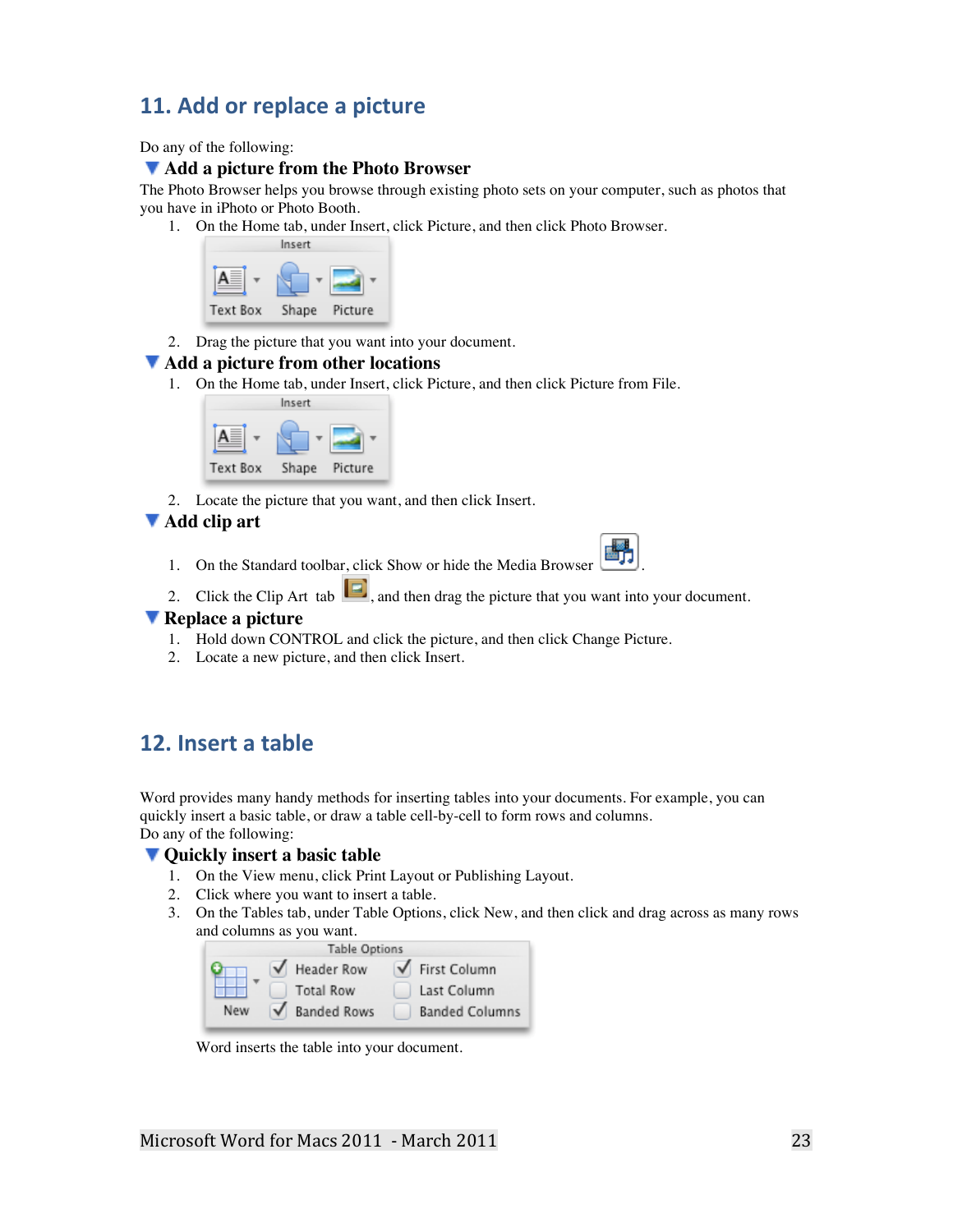## 11. Add or replace a picture

Do any of the following:

### Add a picture from the Photo Browser

The Photo Browser helps you browse through existing photo sets on your computer, such as photos that you have in iPhoto or Photo Booth.

1. On the Home tab, under Insert, click Picture, and then click Photo Browser.
2. Drag the picture that you want into your document.

### Add a picture from other locations

1. On the Home tab, under Insert, click Picture, and then click Picture from File.
2. Locate the picture that you want, and then click Insert.

### Add clip art

1. On the Standard toolbar, click Show or hide the Media Browser.
2. Click the Clip Art tab, and then drag the picture that you want into your document.

### Replace a picture

1. Hold down CONTROL and click the picture, and then click Change Picture.
2. Locate a new picture, and then click Insert.

## 12. Insert a table

Word provides many handy methods for inserting tables into your documents. For example, you can quickly insert a basic table, or draw a table cell-by-cell to form rows and columns.

Do any of the following:

### Quickly insert a basic table

1. On the View menu, click Print Layout or Publishing Layout.
2. Click where you want to insert a table.
3. On the Tables tab, under Table Options, click New, and then click and drag across as many rows and columns as you want.

   Word inserts the table into your document.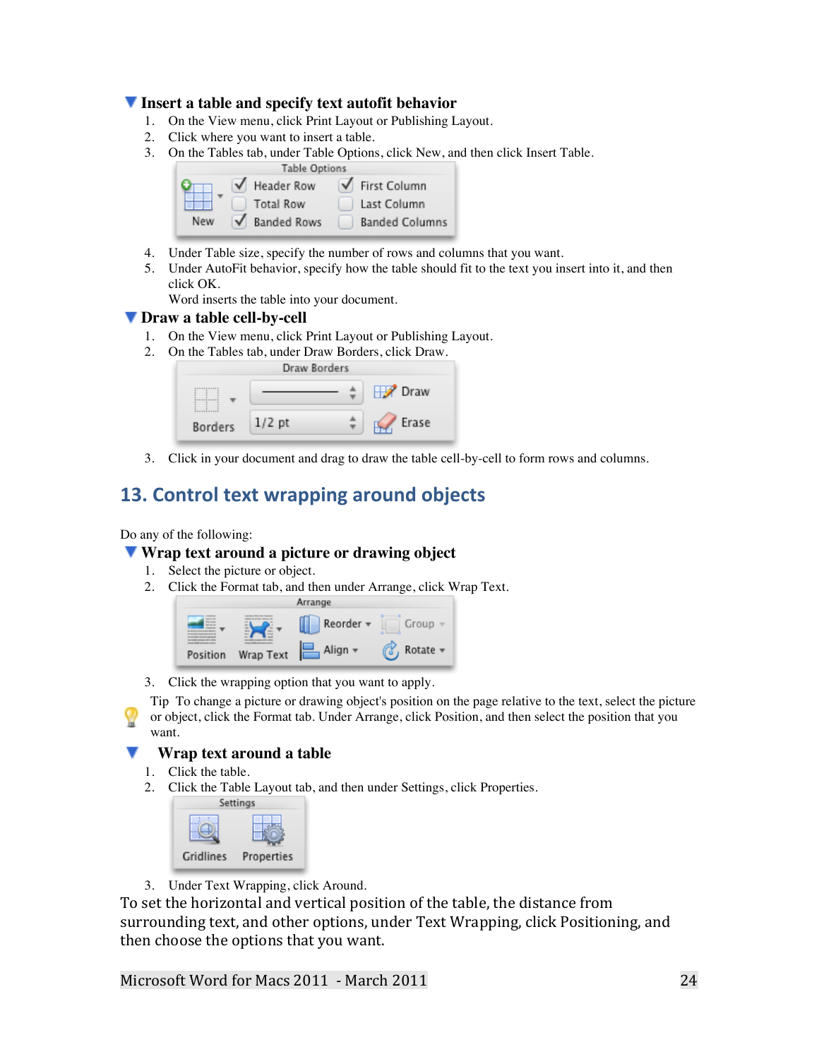### Insert a table and specify text autofit behavior

1. On the View menu, click Print Layout or Publishing Layout.
2. Click where you want to insert a table.
3. On the Tables tab, under Table Options, click New, and then click Insert Table.
4. Under Table size, specify the number of rows and columns that you want.
5. Under AutoFit behavior, specify how the table should fit to the text you insert into it, and then click OK.

   Word inserts the table into your document.

### Draw a table cell-by-cell

1. On the View menu, click Print Layout or Publishing Layout.
2. On the Tables tab, under Draw Borders, click Draw.
3. Click in your document and drag to draw the table cell-by-cell to form rows and columns.

## 13. Control text wrapping around objects

Do any of the following:

### Wrap text around a picture or drawing object

1. Select the picture or object.
2. Click the Format tab, and then under Arrange, click Wrap Text.
3. Click the wrapping option that you want to apply.

Tip To change a picture or drawing object's position on the page relative to the text, select the picture or object, click the Format tab. Under Arrange, click Position, and then select the position that you want.

### Wrap text around a table

1. Click the table.
2. Click the Table Layout tab, and then under Settings, click Properties.
3. Under Text Wrapping, click Around.

To set the horizontal and vertical position of the table, the distance from surrounding text, and other options, under Text Wrapping, click Positioning, and then choose the options that you want.